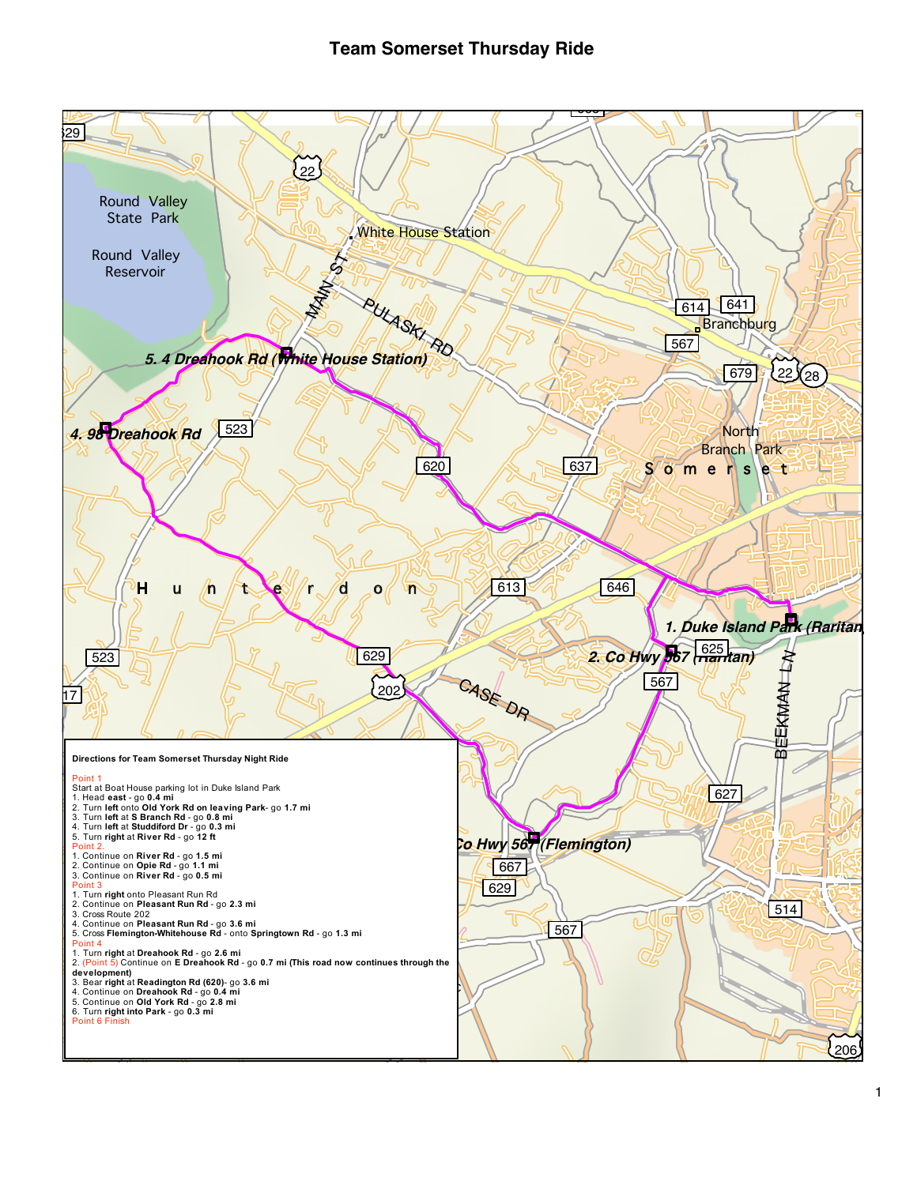# Team Somerset Thursday Ride

### Directions for Team Somerset Thursday Night Ride

**Point 1**

Start at Boat House parking lot in Duke Island Park

1. Head **east** - go **0.4 mi**
2. Turn **left** onto **Old York Rd on leaving Park**- go **1.7 mi**
3. Turn **left** at **S Branch Rd** - go **0.8 mi**
4. Turn **left** at **Studdiford Dr** - go **0.3 mi**
5. Turn **right** at **River Rd** - go **12 ft**

**Point 2.**

1. Continue on **River Rd** - go **1.5 mi**
2. Continue on **Opie Rd** - go **1.1 mi**
3. Continue on **River Rd** - go **0.5 mi**

**Point 3**

1. Turn **right** onto Pleasant Run Rd
2. Continue on **Pleasant Run Rd** - go **2.3 mi**
3. Cross Route 202
4. Continue on **Pleasant Run Rd** - go **3.6 mi**
5. Cross **Flemington-Whitehouse Rd** - onto **Springtown Rd** - go **1.3 mi**

**Point 4**

1. Turn **right** at **Dreahook Rd** - go **2.6 mi**
2. (Point 5) Continue on **E Dreahook Rd** - go **0.7 mi (This road now continues through the development)**
3. Bear **right** at **Readington Rd (620)**- go **3.6 mi**
4. Continue on **Dreahook Rd** - go **0.4 mi**
5. Continue on **Old York Rd** - go **2.8 mi**
6. Turn **right into Park** - go **0.3 mi**

**Point 6 Finish**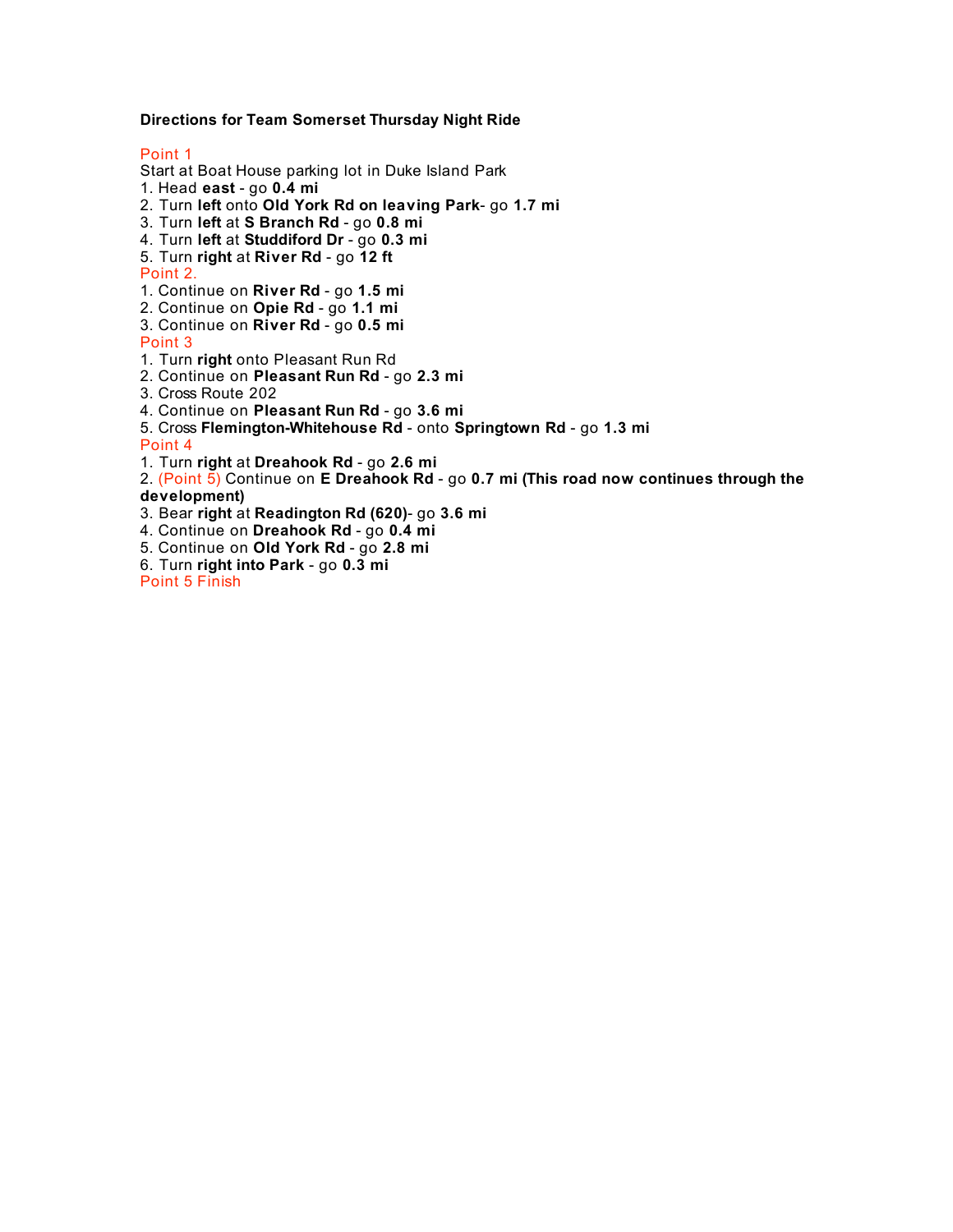**Directions for Team Somerset Thursday Night Ride**

Point 1

Start at Boat House parking lot in Duke Island Park

1. Head **east** - go **0.4 mi**
2. Turn **left** onto **Old York Rd on leaving Park**- go **1.7 mi**
3. Turn **left** at **S Branch Rd** - go **0.8 mi**
4. Turn **left** at **Studdiford Dr** - go **0.3 mi**
5. Turn **right** at **River Rd** - go **12 ft**

Point 2.

1. Continue on **River Rd** - go **1.5 mi**
2. Continue on **Opie Rd** - go **1.1 mi**
3. Continue on **River Rd** - go **0.5 mi**

Point 3

1. Turn **right** onto Pleasant Run Rd
2. Continue on **Pleasant Run Rd** - go **2.3 mi**
3. Cross Route 202
4. Continue on **Pleasant Run Rd** - go **3.6 mi**
5. Cross **Flemington-Whitehouse Rd** - onto **Springtown Rd** - go **1.3 mi**

Point 4

1. Turn **right** at **Dreahook Rd** - go **2.6 mi**
2. (Point 5) Continue on **E Dreahook Rd** - go **0.7 mi (This road now continues through the development)**
3. Bear **right** at **Readington Rd (620)**- go **3.6 mi**
4. Continue on **Dreahook Rd** - go **0.4 mi**
5. Continue on **Old York Rd** - go **2.8 mi**
6. Turn **right into Park** - go **0.3 mi**

Point 5 Finish